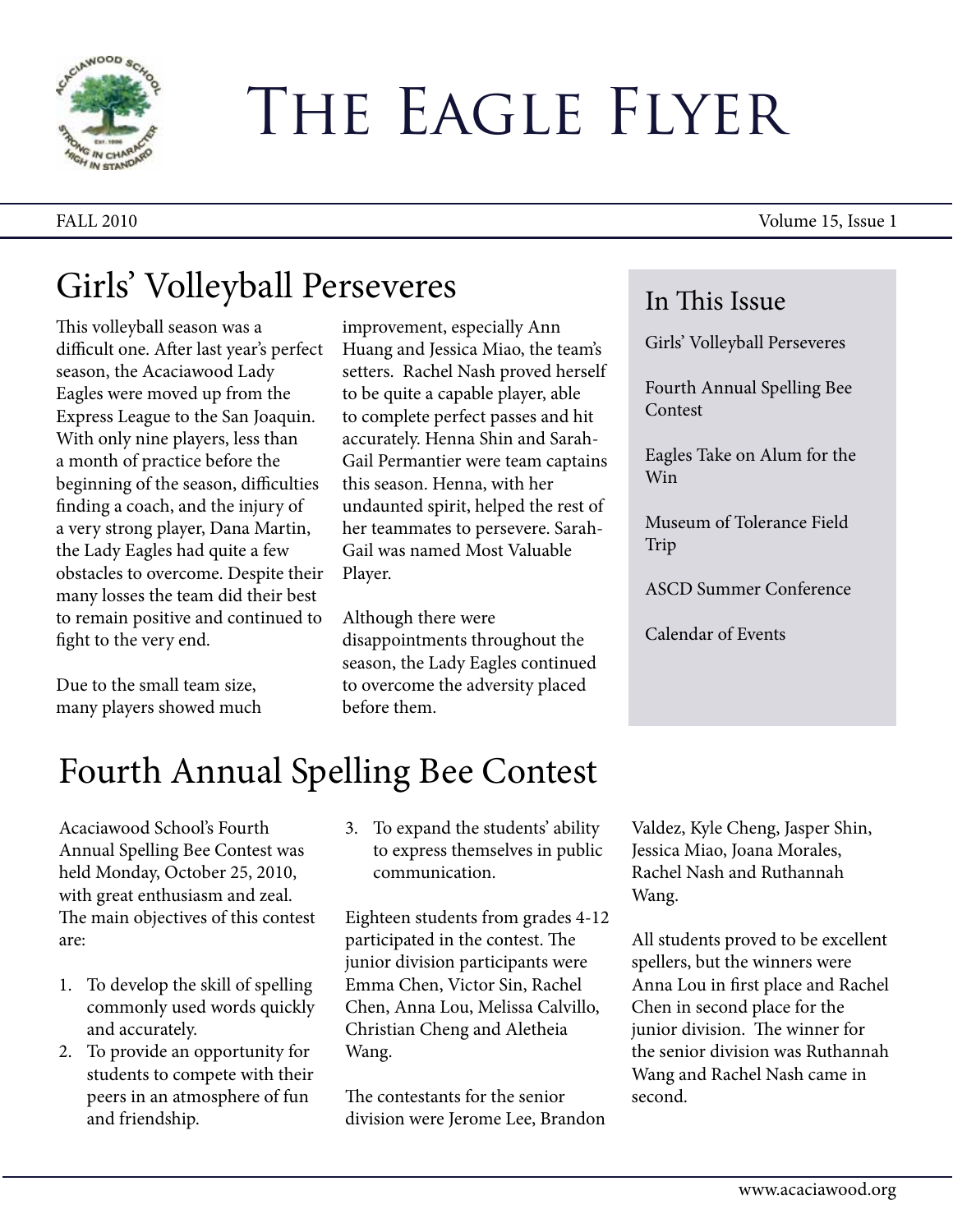# The Eagle Flyer

FALL 2010 — Volume 15, Issue 1

## Girls' Volleyball Perseveres

This volleyball season was a difficult one. After last year's perfect season, the Acaciawood Lady Eagles were moved up from the Express League to the San Joaquin. With only nine players, less than a month of practice before the beginning of the season, difficulties finding a coach, and the injury of a very strong player, Dana Martin, the Lady Eagles had quite a few obstacles to overcome. Despite their many losses the team did their best to remain positive and continued to fight to the very end.

Due to the small team size, many players showed much improvement, especially Ann Huang and Jessica Miao, the team's setters. Rachel Nash proved herself to be quite a capable player, able to complete perfect passes and hit accurately. Henna Shin and Sarah-Gail Permantier were team captains this season. Henna, with her undaunted spirit, helped the rest of her teammates to persevere. Sarah-Gail was named Most Valuable Player.

Although there were disappointments throughout the season, the Lady Eagles continued to overcome the adversity placed before them.

### In This Issue

Girls' Volleyball Perseveres

Fourth Annual Spelling Bee Contest

Eagles Take on Alum for the Win

Museum of Tolerance Field Trip

ASCD Summer Conference

Calendar of Events

## Fourth Annual Spelling Bee Contest

Acaciawood School's Fourth Annual Spelling Bee Contest was held Monday, October 25, 2010, with great enthusiasm and zeal. The main objectives of this contest are:

1. To develop the skill of spelling commonly used words quickly and accurately.
2. To provide an opportunity for students to compete with their peers in an atmosphere of fun and friendship.
3. To expand the students' ability to express themselves in public communication.

Eighteen students from grades 4-12 participated in the contest. The junior division participants were Emma Chen, Victor Sin, Rachel Chen, Anna Lou, Melissa Calvillo, Christian Cheng and Aletheia Wang.

The contestants for the senior division were Jerome Lee, Brandon Valdez, Kyle Cheng, Jasper Shin, Jessica Miao, Joana Morales, Rachel Nash and Ruthannah Wang.

All students proved to be excellent spellers, but the winners were Anna Lou in first place and Rachel Chen in second place for the junior division. The winner for the senior division was Ruthannah Wang and Rachel Nash came in second.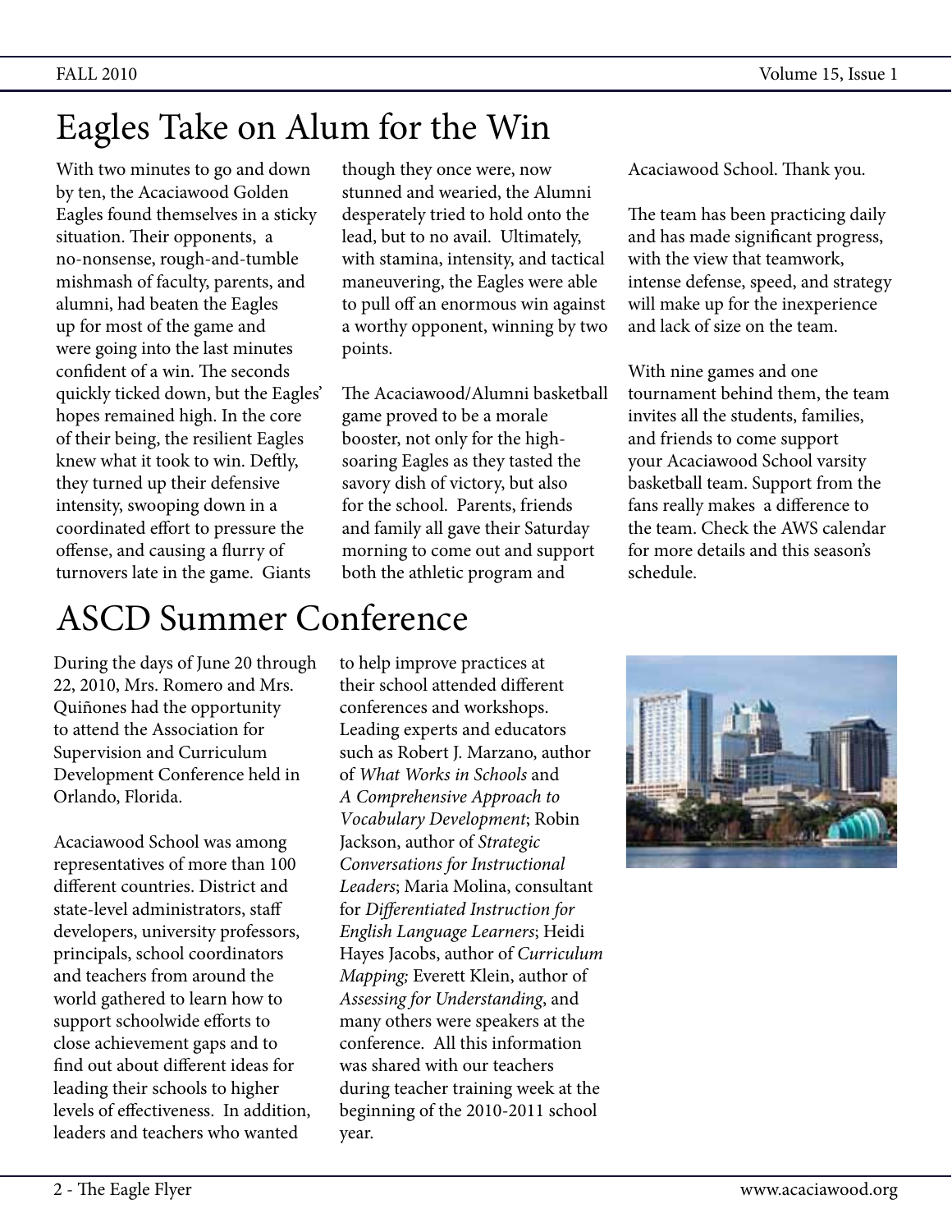# Eagles Take on Alum for the Win

With two minutes to go and down by ten, the Acaciawood Golden Eagles found themselves in a sticky situation. Their opponents, a no-nonsense, rough-and-tumble mishmash of faculty, parents, and alumni, had beaten the Eagles up for most of the game and were going into the last minutes confident of a win. The seconds quickly ticked down, but the Eagles' hopes remained high. In the core of their being, the resilient Eagles knew what it took to win. Deftly, they turned up their defensive intensity, swooping down in a coordinated effort to pressure the offense, and causing a flurry of turnovers late in the game. Giants though they once were, now stunned and wearied, the Alumni desperately tried to hold onto the lead, but to no avail. Ultimately, with stamina, intensity, and tactical maneuvering, the Eagles were able to pull off an enormous win against a worthy opponent, winning by two points.

The Acaciawood/Alumni basketball game proved to be a morale booster, not only for the high-soaring Eagles as they tasted the savory dish of victory, but also for the school. Parents, friends and family all gave their Saturday morning to come out and support both the athletic program and Acaciawood School. Thank you.

The team has been practicing daily and has made significant progress, with the view that teamwork, intense defense, speed, and strategy will make up for the inexperience and lack of size on the team.

With nine games and one tournament behind them, the team invites all the students, families, and friends to come support your Acaciawood School varsity basketball team. Support from the fans really makes a difference to the team. Check the AWS calendar for more details and this season's schedule.

# ASCD Summer Conference

During the days of June 20 through 22, 2010, Mrs. Romero and Mrs. Quiñones had the opportunity to attend the Association for Supervision and Curriculum Development Conference held in Orlando, Florida.

Acaciawood School was among representatives of more than 100 different countries. District and state-level administrators, staff developers, university professors, principals, school coordinators and teachers from around the world gathered to learn how to support schoolwide efforts to close achievement gaps and to find out about different ideas for leading their schools to higher levels of effectiveness. In addition, leaders and teachers who wanted to help improve practices at their school attended different conferences and workshops. Leading experts and educators such as Robert J. Marzano, author of *What Works in Schools* and *A Comprehensive Approach to Vocabulary Development*; Robin Jackson, author of *Strategic Conversations for Instructional Leaders*; Maria Molina, consultant for *Differentiated Instruction for English Language Learners*; Heidi Hayes Jacobs, author of *Curriculum Mapping;* Everett Klein, author of *Assessing for Understanding*, and many others were speakers at the conference. All this information was shared with our teachers during teacher training week at the beginning of the 2010-2011 school year.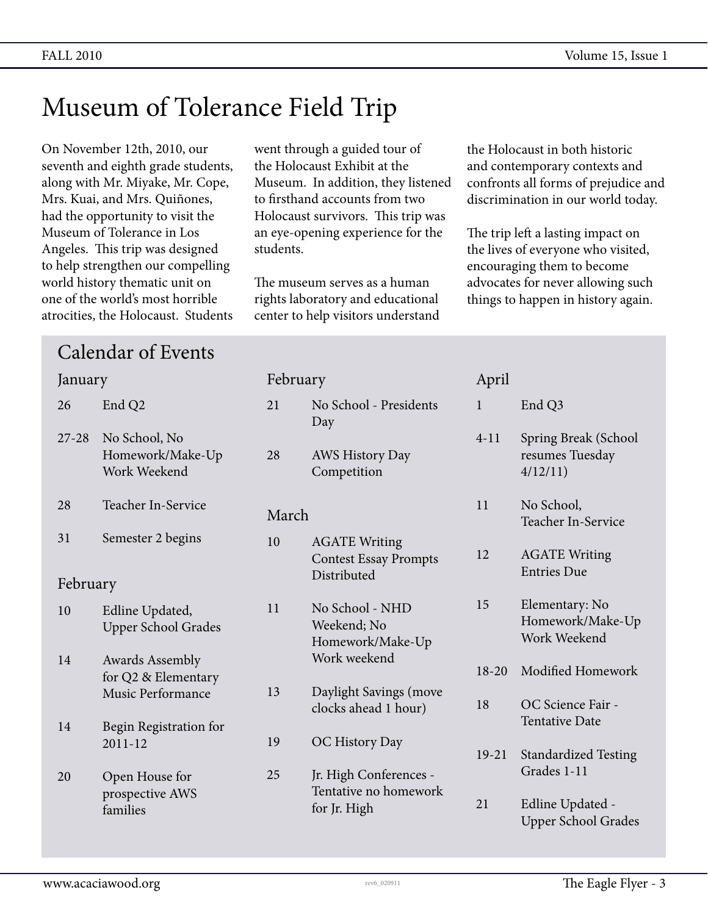# Museum of Tolerance Field Trip

On November 12th, 2010, our seventh and eighth grade students, along with Mr. Miyake, Mr. Cope, Mrs. Kuai, and Mrs. Quiñones, had the opportunity to visit the Museum of Tolerance in Los Angeles. This trip was designed to help strengthen our compelling world history thematic unit on one of the world's most horrible atrocities, the Holocaust. Students went through a guided tour of the Holocaust Exhibit at the Museum. In addition, they listened to firsthand accounts from two Holocaust survivors. This trip was an eye-opening experience for the students.

The museum serves as a human rights laboratory and educational center to help visitors understand the Holocaust in both historic and contemporary contexts and confronts all forms of prejudice and discrimination in our world today.

The trip left a lasting impact on the lives of everyone who visited, encouraging them to become advocates for never allowing such things to happen in history again.

## Calendar of Events

### January

| | |
|---|---|
| 26 | End Q2 |
| 27-28 | No School, No Homework/Make-Up Work Weekend |
| 28 | Teacher In-Service |
| 31 | Semester 2 begins |

### February

| | |
|---|---|
| 10 | Edline Updated, Upper School Grades |
| 14 | Awards Assembly for Q2 & Elementary Music Performance |
| 14 | Begin Registration for 2011-12 |
| 20 | Open House for prospective AWS families |
| 21 | No School - Presidents Day |
| 28 | AWS History Day Competition |

### March

| | |
|---|---|
| 10 | AGATE Writing Contest Essay Prompts Distributed |
| 11 | No School - NHD Weekend; No Homework/Make-Up Work weekend |
| 13 | Daylight Savings (move clocks ahead 1 hour) |
| 19 | OC History Day |
| 25 | Jr. High Conferences - Tentative no homework for Jr. High |

### April

| | |
|---|---|
| 1 | End Q3 |
| 4-11 | Spring Break (School resumes Tuesday 4/12/11) |
| 11 | No School, Teacher In-Service |
| 12 | AGATE Writing Entries Due |
| 15 | Elementary: No Homework/Make-Up Work Weekend |
| 18-20 | Modified Homework |
| 18 | OC Science Fair - Tentative Date |
| 19-21 | Standardized Testing Grades 1-11 |
| 21 | Edline Updated - Upper School Grades |